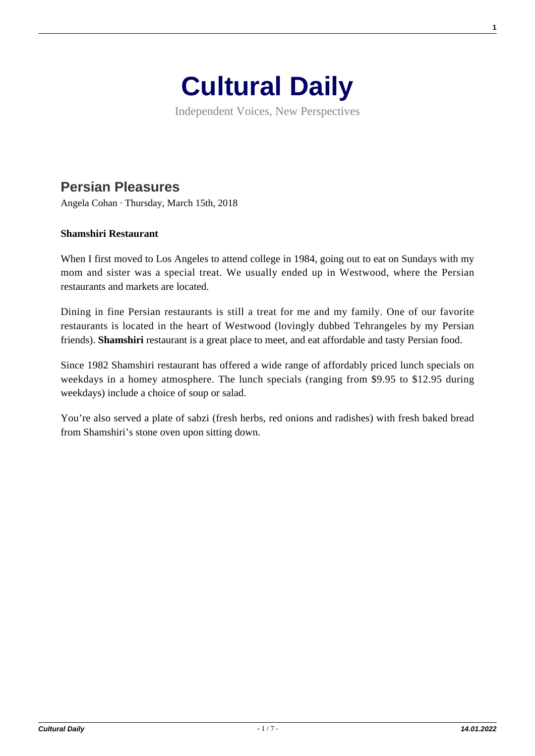# Cultural Daily

Independent Voices, New Perspectives

## Persian Pleasures

Angela Cohan · Thursday, March 15th, 2018

**Shamshiri Restaurant**

When I first moved to Los Angeles to attend college in 1984, going out to eat on Sundays with my mom and sister was a special treat. We usually ended up in Westwood, where the Persian restaurants and markets are located.

Dining in fine Persian restaurants is still a treat for me and my family. One of our favorite restaurants is located in the heart of Westwood (lovingly dubbed Tehrangeles by my Persian friends). **Shamshiri** restaurant is a great place to meet, and eat affordable and tasty Persian food.

Since 1982 Shamshiri restaurant has offered a wide range of affordably priced lunch specials on weekdays in a homey atmosphere. The lunch specials (ranging from $9.95 to $12.95 during weekdays) include a choice of soup or salad.

You're also served a plate of sabzi (fresh herbs, red onions and radishes) with fresh baked bread from Shamshiri's stone oven upon sitting down.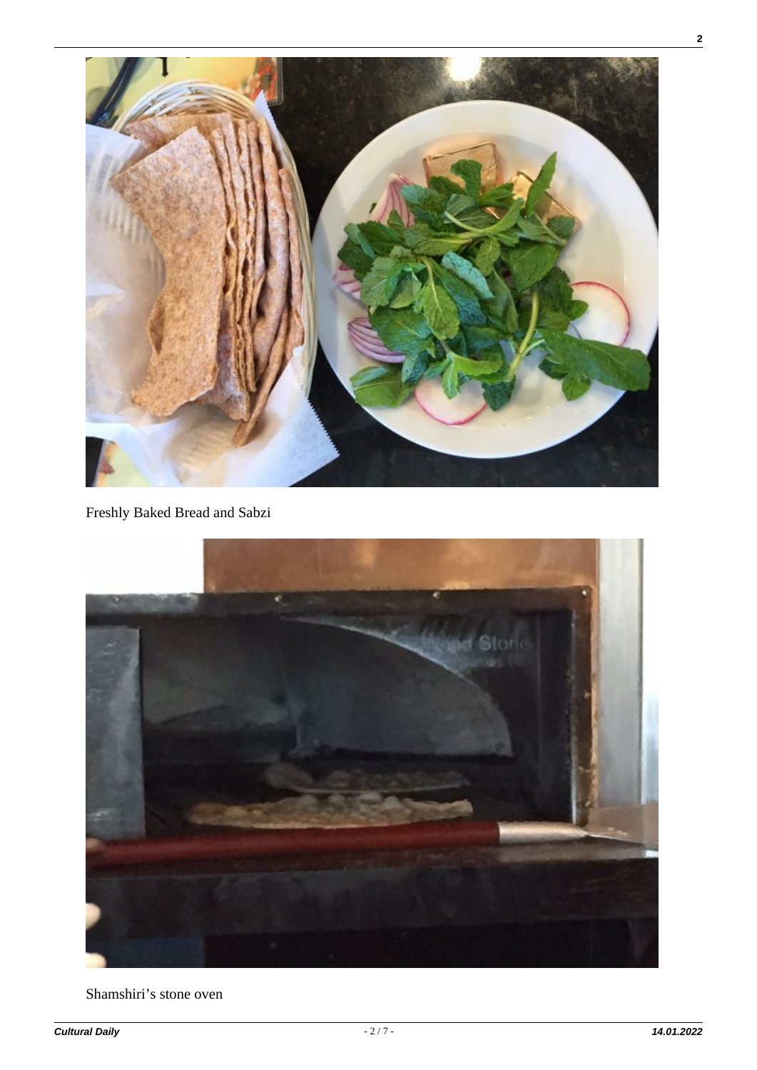Freshly Baked Bread and Sabzi

Shamshiri's stone oven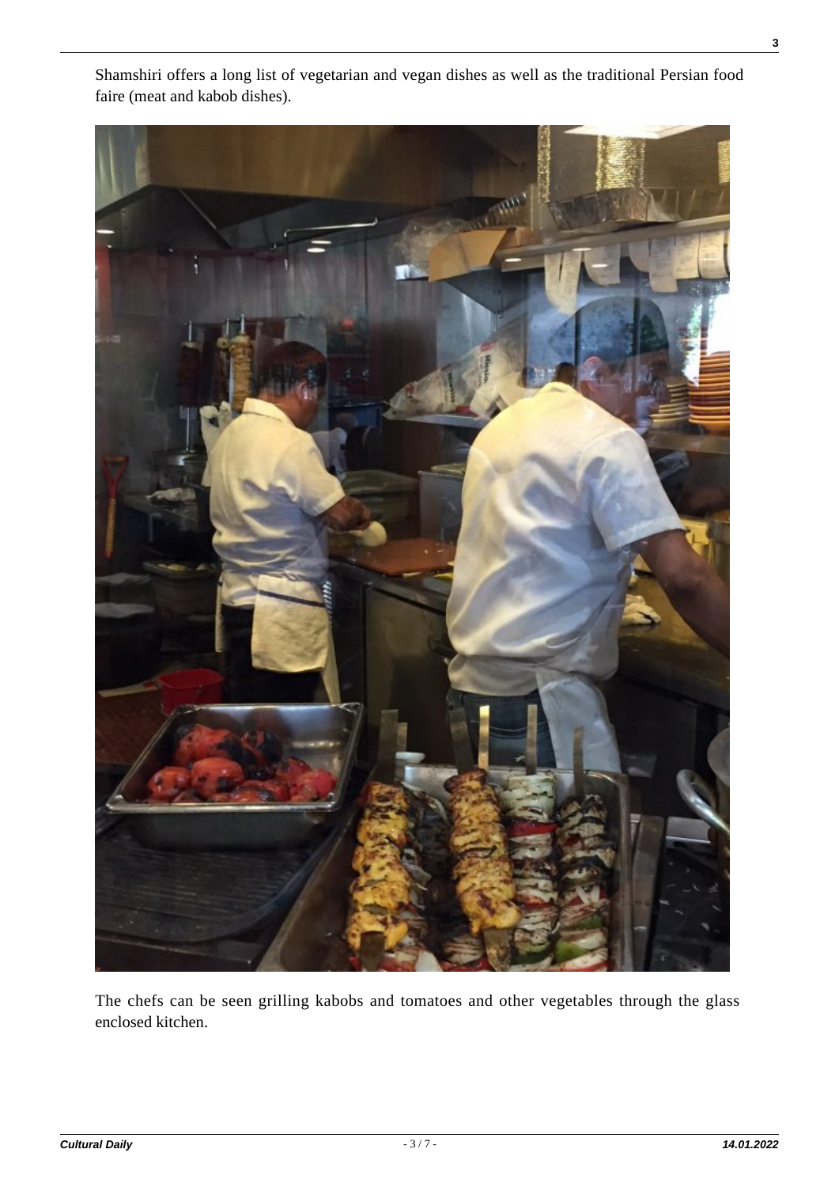Shamshiri offers a long list of vegetarian and vegan dishes as well as the traditional Persian food faire (meat and kabob dishes).

The chefs can be seen grilling kabobs and tomatoes and other vegetables through the glass enclosed kitchen.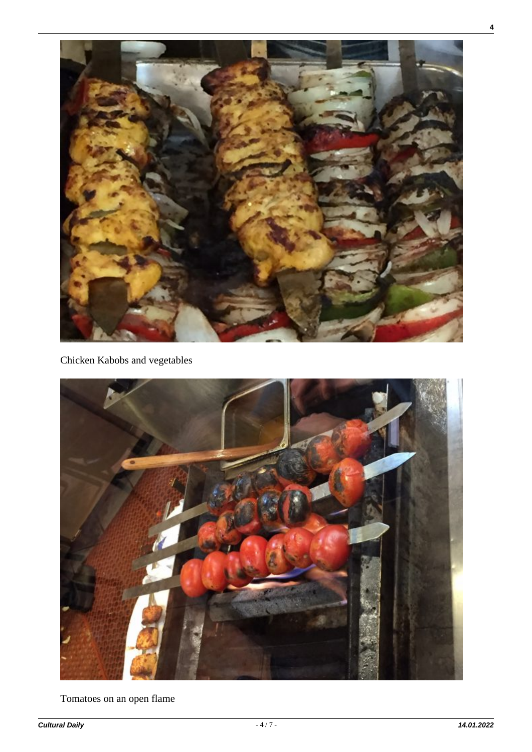Chicken Kabobs and vegetables

Tomatoes on an open flame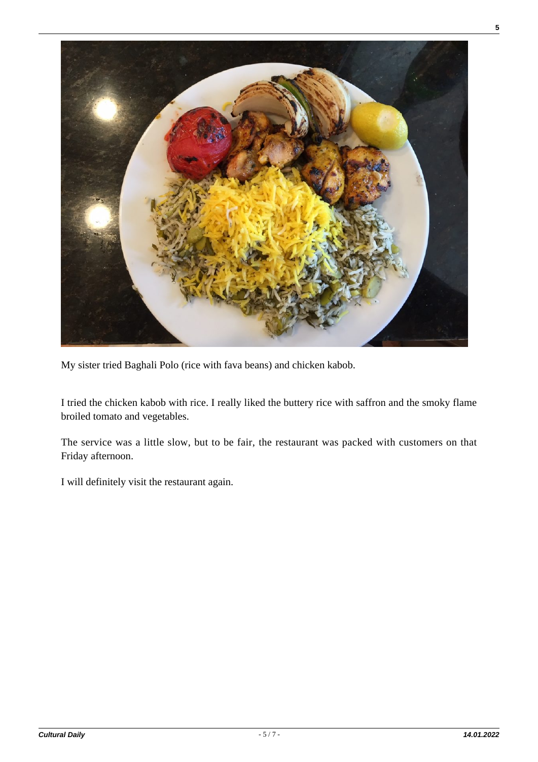My sister tried Baghali Polo (rice with fava beans) and chicken kabob.

I tried the chicken kabob with rice. I really liked the buttery rice with saffron and the smoky flame broiled tomato and vegetables.

The service was a little slow, but to be fair, the restaurant was packed with customers on that Friday afternoon.

I will definitely visit the restaurant again.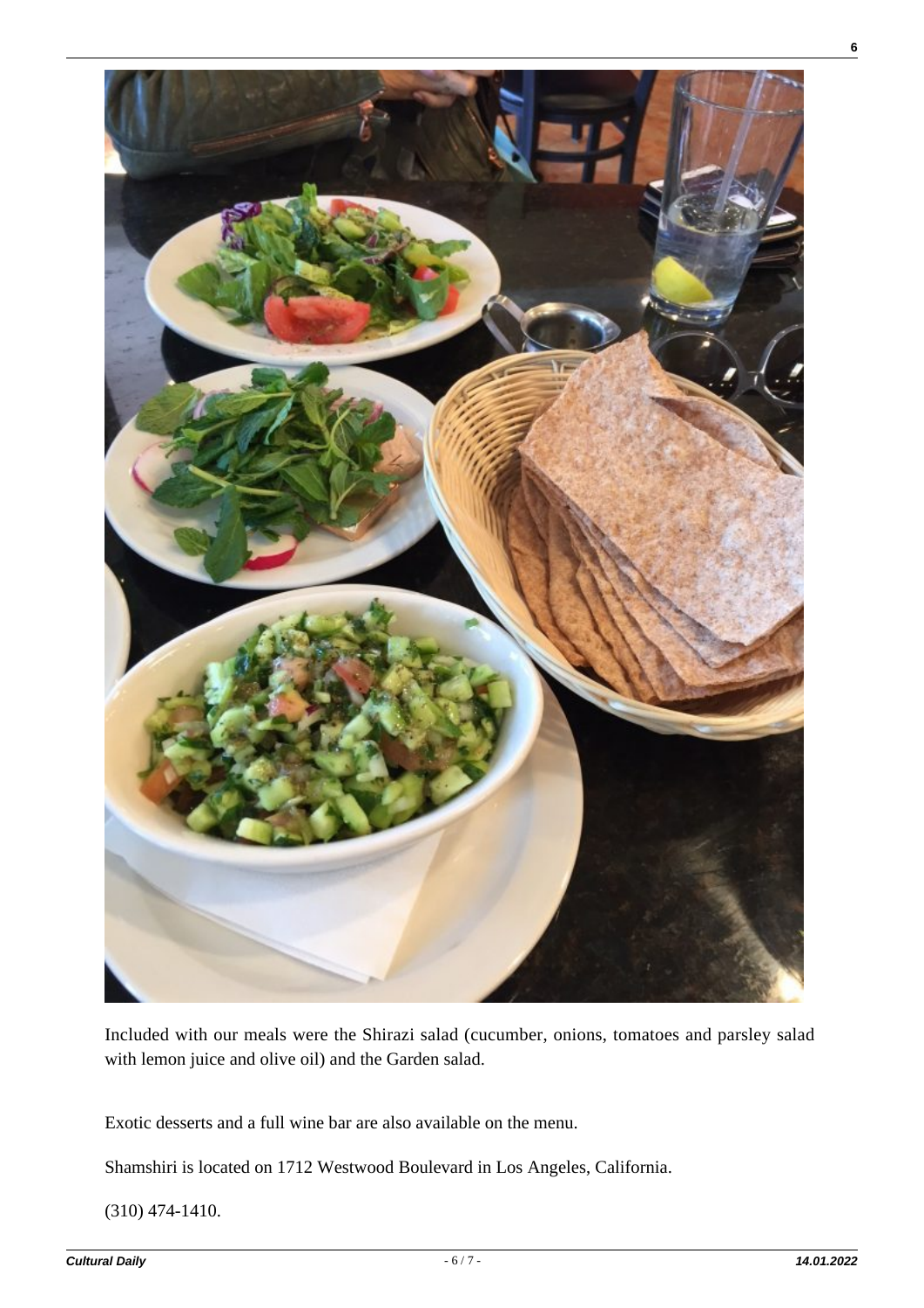Included with our meals were the Shirazi salad (cucumber, onions, tomatoes and parsley salad with lemon juice and olive oil) and the Garden salad.

Exotic desserts and a full wine bar are also available on the menu.

Shamshiri is located on 1712 Westwood Boulevard in Los Angeles, California.

(310) 474-1410.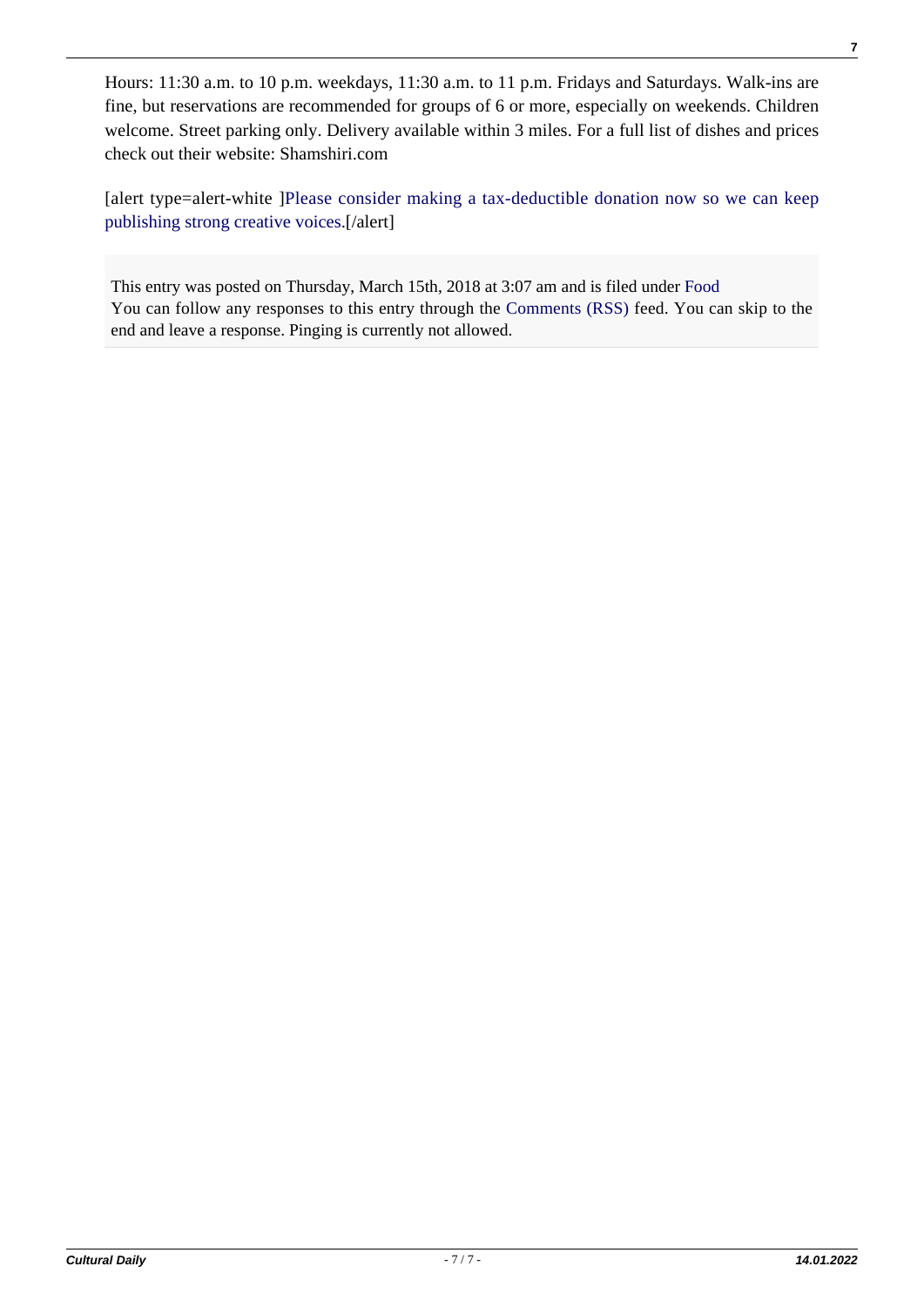Hours: 11:30 a.m. to 10 p.m. weekdays, 11:30 a.m. to 11 p.m. Fridays and Saturdays. Walk-ins are fine, but reservations are recommended for groups of 6 or more, especially on weekends. Children welcome. Street parking only. Delivery available within 3 miles. For a full list of dishes and prices check out their website: Shamshiri.com

[alert type=alert-white ]Please consider making a tax-deductible donation now so we can keep publishing strong creative voices.[/alert]

This entry was posted on Thursday, March 15th, 2018 at 3:07 am and is filed under Food
You can follow any responses to this entry through the Comments (RSS) feed. You can skip to the end and leave a response. Pinging is currently not allowed.